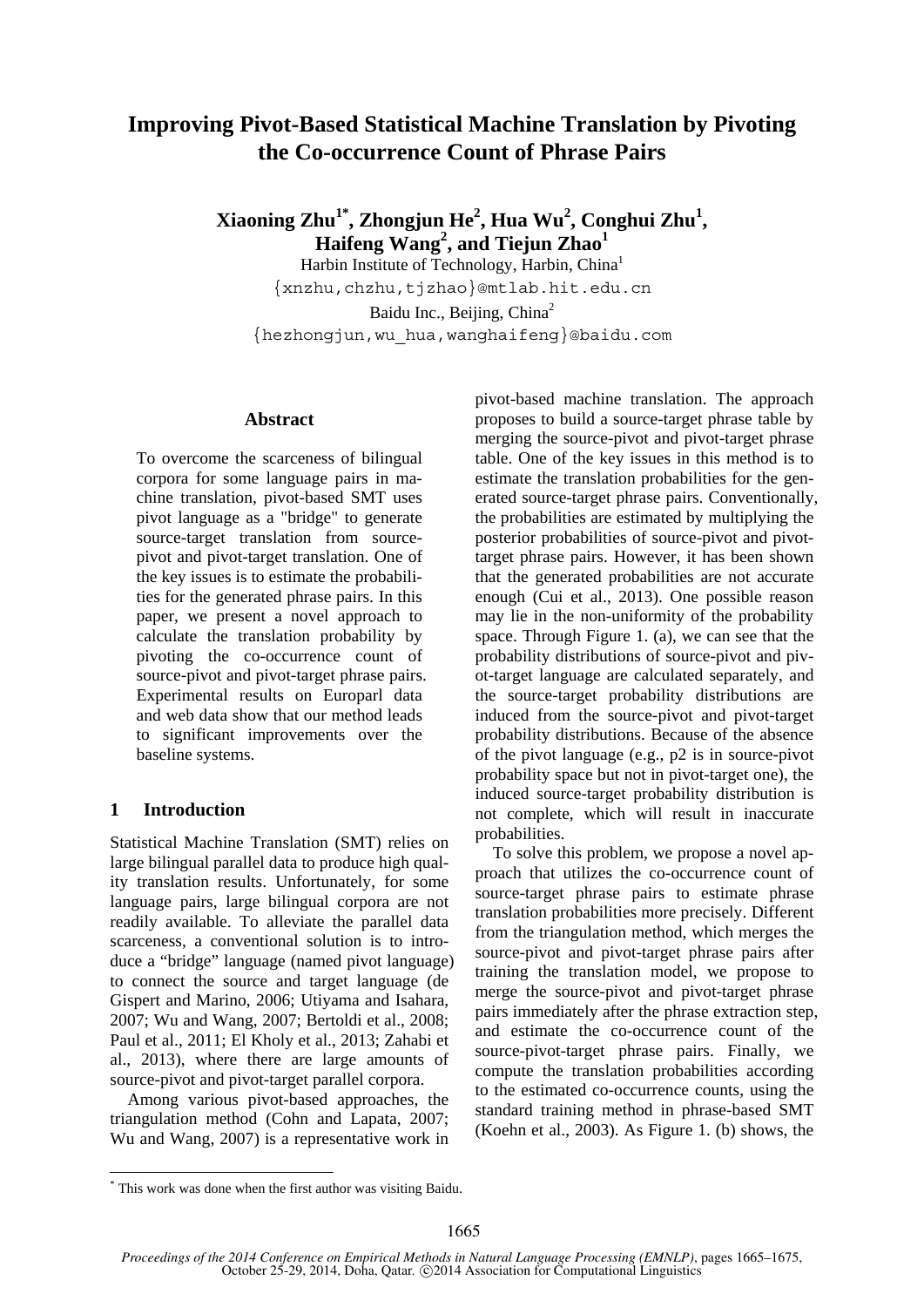# Improving Pivot-Based Statistical Machine Translation by Pivoting the Co-occurrence Count of Phrase Pairs

**Xiaoning Zhu[1*], Zhongjun He[2], Hua Wu[2], Conghui Zhu[1], Haifeng Wang[2], and Tiejun Zhao[1]**

Harbin Institute of Technology, Harbin, China[1]

{xnzhu,chzhu,tjzhao}@mtlab.hit.edu.cn

Baidu Inc., Beijing, China[2]

{hezhongjun,wu_hua,wanghaifeng}@baidu.com

## Abstract

To overcome the scarceness of bilingual corpora for some language pairs in machine translation, pivot-based SMT uses pivot language as a "bridge" to generate source-target translation from source-pivot and pivot-target translation. One of the key issues is to estimate the probabilities for the generated phrase pairs. In this paper, we present a novel approach to calculate the translation probability by pivoting the co-occurrence count of source-pivot and pivot-target phrase pairs. Experimental results on Europarl data and web data show that our method leads to significant improvements over the baseline systems.

## 1 Introduction

Statistical Machine Translation (SMT) relies on large bilingual parallel data to produce high quality translation results. Unfortunately, for some language pairs, large bilingual corpora are not readily available. To alleviate the parallel data scarceness, a conventional solution is to introduce a "bridge" language (named pivot language) to connect the source and target language (de Gispert and Marino, 2006; Utiyama and Isahara, 2007; Wu and Wang, 2007; Bertoldi et al., 2008; Paul et al., 2011; El Kholy et al., 2013; Zahabi et al., 2013), where there are large amounts of source-pivot and pivot-target parallel corpora.

Among various pivot-based approaches, the triangulation method (Cohn and Lapata, 2007; Wu and Wang, 2007) is a representative work in pivot-based machine translation. The approach proposes to build a source-target phrase table by merging the source-pivot and pivot-target phrase table. One of the key issues in this method is to estimate the translation probabilities for the generated source-target phrase pairs. Conventionally, the probabilities are estimated by multiplying the posterior probabilities of source-pivot and pivot-target phrase pairs. However, it has been shown that the generated probabilities are not accurate enough (Cui et al., 2013). One possible reason may lie in the non-uniformity of the probability space. Through Figure 1. (a), we can see that the probability distributions of source-pivot and pivot-target language are calculated separately, and the source-target probability distributions are induced from the source-pivot and pivot-target probability distributions. Because of the absence of the pivot language (e.g., p2 is in source-pivot probability space but not in pivot-target one), the induced source-target probability distribution is not complete, which will result in inaccurate probabilities.

To solve this problem, we propose a novel approach that utilizes the co-occurrence count of source-target phrase pairs to estimate phrase translation probabilities more precisely. Different from the triangulation method, which merges the source-pivot and pivot-target phrase pairs after training the translation model, we propose to merge the source-pivot and pivot-target phrase pairs immediately after the phrase extraction step, and estimate the co-occurrence count of the source-pivot-target phrase pairs. Finally, we compute the translation probabilities according to the estimated co-occurrence counts, using the standard training method in phrase-based SMT (Koehn et al., 2003). As Figure 1. (b) shows, the

[*] This work was done when the first author was visiting Baidu.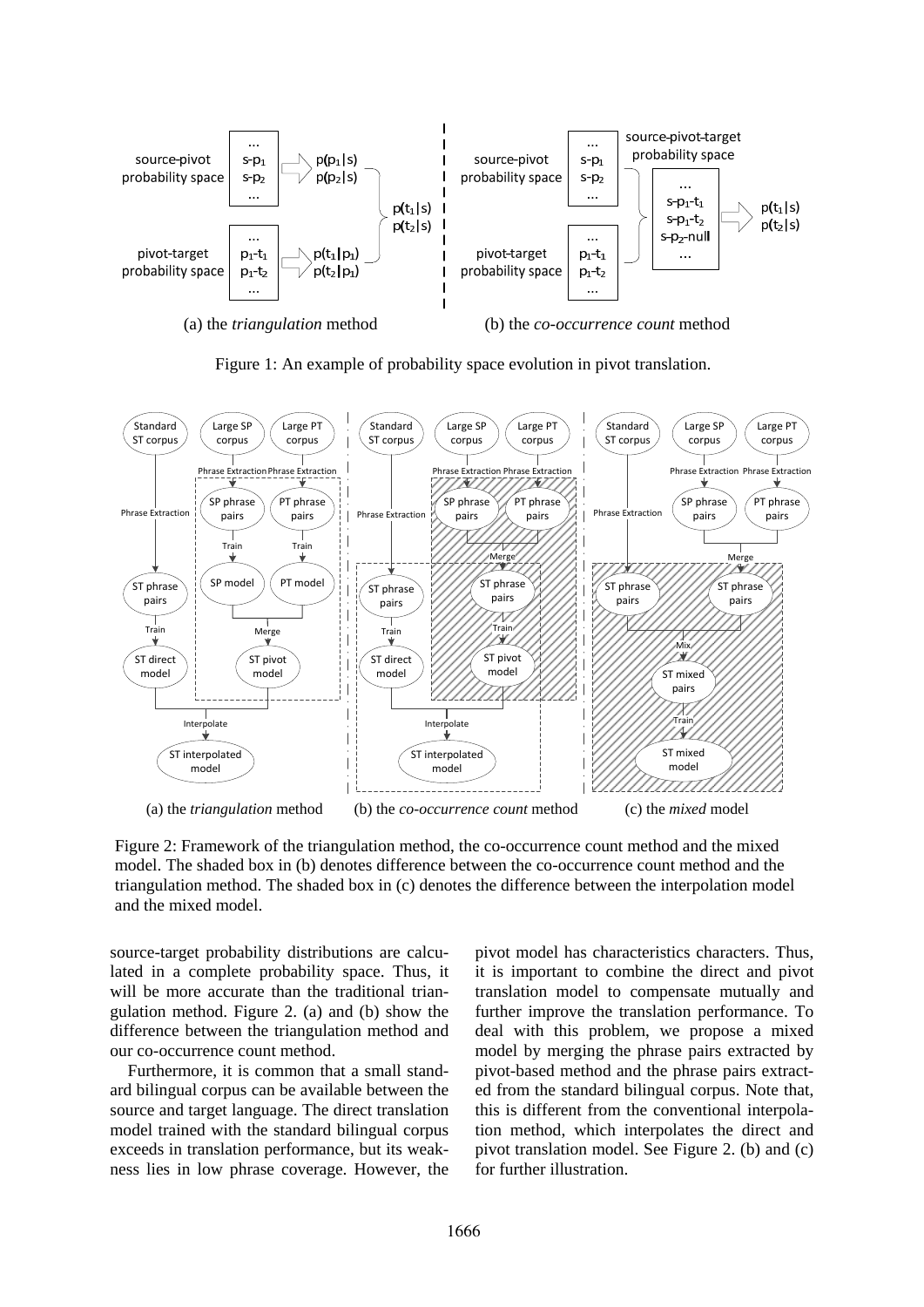(a) the *triangulation* method (b) the *co-occurrence count* method

Figure 1: An example of probability space evolution in pivot translation.

(a) the *triangulation* method (b) the *co-occurrence count* method (c) the *mixed* model

Figure 2: Framework of the triangulation method, the co-occurrence count method and the mixed model. The shaded box in (b) denotes difference between the co-occurrence count method and the triangulation method. The shaded box in (c) denotes the difference between the interpolation model and the mixed model.

source-target probability distributions are calculated in a complete probability space. Thus, it will be more accurate than the traditional triangulation method. Figure 2. (a) and (b) show the difference between the triangulation method and our co-occurrence count method.

Furthermore, it is common that a small standard bilingual corpus can be available between the source and target language. The direct translation model trained with the standard bilingual corpus exceeds in translation performance, but its weakness lies in low phrase coverage. However, the pivot model has characteristics characters. Thus, it is important to combine the direct and pivot translation model to compensate mutually and further improve the translation performance. To deal with this problem, we propose a mixed model by merging the phrase pairs extracted by pivot-based method and the phrase pairs extracted from the standard bilingual corpus. Note that, this is different from the conventional interpolation method, which interpolates the direct and pivot translation model. See Figure 2. (b) and (c) for further illustration.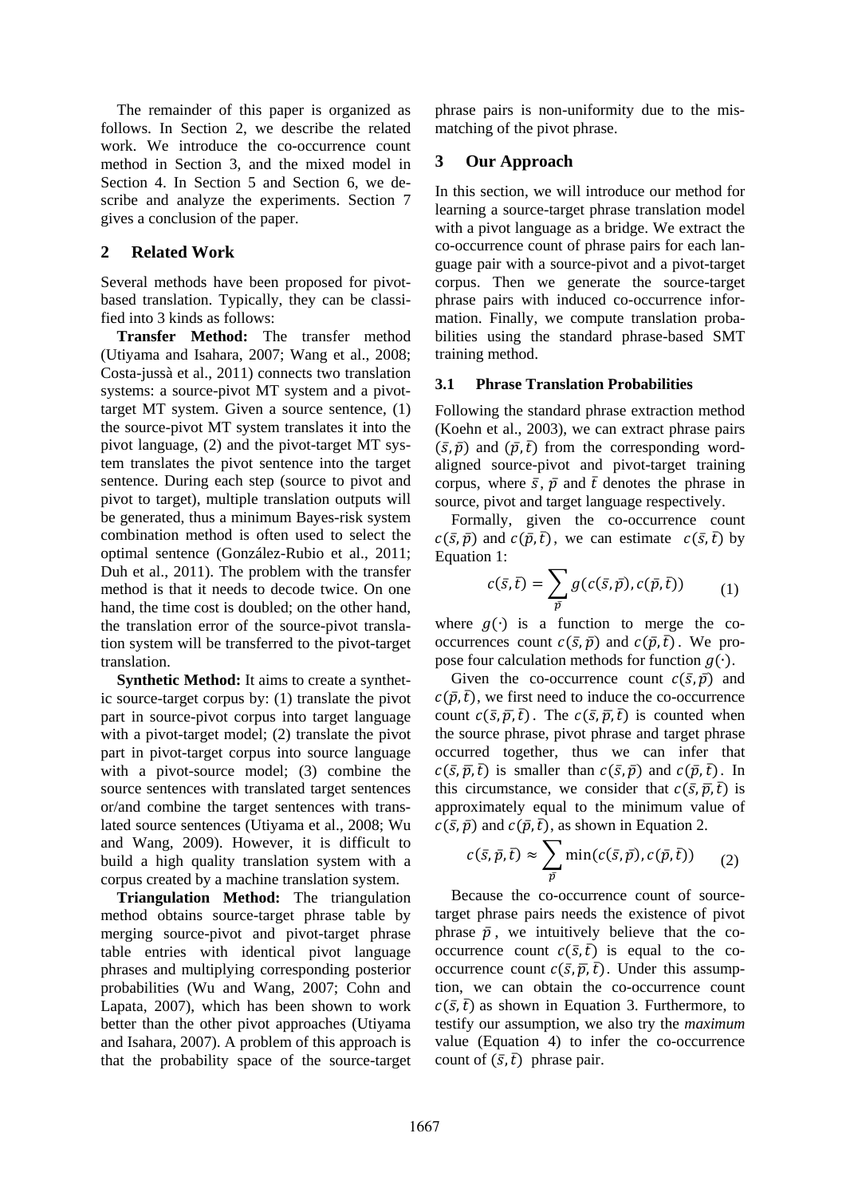The remainder of this paper is organized as follows. In Section 2, we describe the related work. We introduce the co-occurrence count method in Section 3, and the mixed model in Section 4. In Section 5 and Section 6, we describe and analyze the experiments. Section 7 gives a conclusion of the paper.

## 2 Related Work

Several methods have been proposed for pivot-based translation. Typically, they can be classified into 3 kinds as follows:

**Transfer Method:** The transfer method (Utiyama and Isahara, 2007; Wang et al., 2008; Costa-jussà et al., 2011) connects two translation systems: a source-pivot MT system and a pivot-target MT system. Given a source sentence, (1) the source-pivot MT system translates it into the pivot language, (2) and the pivot-target MT system translates the pivot sentence into the target sentence. During each step (source to pivot and pivot to target), multiple translation outputs will be generated, thus a minimum Bayes-risk system combination method is often used to select the optimal sentence (González-Rubio et al., 2011; Duh et al., 2011). The problem with the transfer method is that it needs to decode twice. On one hand, the time cost is doubled; on the other hand, the translation error of the source-pivot translation system will be transferred to the pivot-target translation.

**Synthetic Method:** It aims to create a synthetic source-target corpus by: (1) translate the pivot part in source-pivot corpus into target language with a pivot-target model; (2) translate the pivot part in pivot-target corpus into source language with a pivot-source model; (3) combine the source sentences with translated target sentences or/and combine the target sentences with translated source sentences (Utiyama et al., 2008; Wu and Wang, 2009). However, it is difficult to build a high quality translation system with a corpus created by a machine translation system.

**Triangulation Method:** The triangulation method obtains source-target phrase table by merging source-pivot and pivot-target phrase table entries with identical pivot language phrases and multiplying corresponding posterior probabilities (Wu and Wang, 2007; Cohn and Lapata, 2007), which has been shown to work better than the other pivot approaches (Utiyama and Isahara, 2007). A problem of this approach is that the probability space of the source-target phrase pairs is non-uniformity due to the mismatching of the pivot phrase.

## 3 Our Approach

In this section, we will introduce our method for learning a source-target phrase translation model with a pivot language as a bridge. We extract the co-occurrence count of phrase pairs for each language pair with a source-pivot and a pivot-target corpus. Then we generate the source-target phrase pairs with induced co-occurrence information. Finally, we compute translation probabilities using the standard phrase-based SMT training method.

### 3.1 Phrase Translation Probabilities

Following the standard phrase extraction method (Koehn et al., 2003), we can extract phrase pairs $(\bar{s}, \bar{p})$ and $(\bar{p}, \bar{t})$ from the corresponding word-aligned source-pivot and pivot-target training corpus, where $\bar{s}$, $\bar{p}$ and $\bar{t}$ denotes the phrase in source, pivot and target language respectively.

Formally, given the co-occurrence count $c(\bar{s}, \bar{p})$ and $c(\bar{p}, \bar{t})$, we can estimate $c(\bar{s}, \bar{t})$ by Equation 1:

$$c(\bar{s}, \bar{t}) = \sum_{\bar{p}} g(c(\bar{s}, \bar{p}), c(\bar{p}, \bar{t})) \qquad (1)$$

where $g(\cdot)$ is a function to merge the co-occurrences count $c(\bar{s}, \bar{p})$ and $c(\bar{p}, \bar{t})$. We propose four calculation methods for function $g(\cdot)$.

Given the co-occurrence count $c(\bar{s}, \bar{p})$ and $c(\bar{p}, \bar{t})$, we first need to induce the co-occurrence count $c(\bar{s}, \bar{p}, \bar{t})$. The $c(\bar{s}, \bar{p}, \bar{t})$ is counted when the source phrase, pivot phrase and target phrase occurred together, thus we can infer that $c(\bar{s}, \bar{p}, \bar{t})$ is smaller than $c(\bar{s}, \bar{p})$ and $c(\bar{p}, \bar{t})$. In this circumstance, we consider that $c(\bar{s}, \bar{p}, \bar{t})$ is approximately equal to the minimum value of $c(\bar{s}, \bar{p})$ and $c(\bar{p}, \bar{t})$, as shown in Equation 2.

$$c(\bar{s}, \bar{p}, \bar{t}) \approx \sum_{\bar{p}} \min(c(\bar{s}, \bar{p}), c(\bar{p}, \bar{t})) \qquad (2)$$

Because the co-occurrence count of source-target phrase pairs needs the existence of pivot phrase $\bar{p}$, we intuitively believe that the co-occurrence count $c(\bar{s}, \bar{t})$ is equal to the co-occurrence count $c(\bar{s}, \bar{p}, \bar{t})$. Under this assumption, we can obtain the co-occurrence count $c(\bar{s}, \bar{t})$ as shown in Equation 3. Furthermore, to testify our assumption, we also try the *maximum* value (Equation 4) to infer the co-occurrence count of $(\bar{s}, \bar{t})$ phrase pair.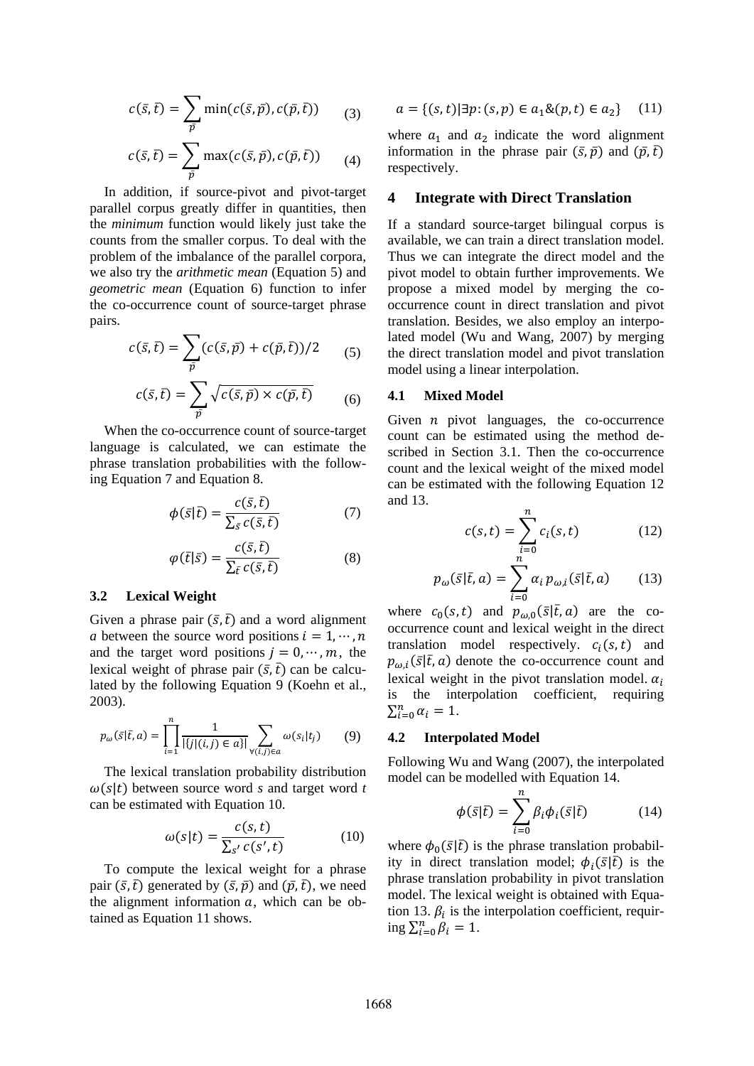$$c(\bar{s},\bar{t}) = \sum_{\bar{p}} \min(c(\bar{s},\bar{p}), c(\bar{p},\bar{t})) \quad (3)$$

$$c(\bar{s},\bar{t}) = \sum_{\bar{p}} \max(c(\bar{s},\bar{p}), c(\bar{p},\bar{t})) \quad (4)$$

In addition, if source-pivot and pivot-target parallel corpus greatly differ in quantities, then the *minimum* function would likely just take the counts from the smaller corpus. To deal with the problem of the imbalance of the parallel corpora, we also try the *arithmetic mean* (Equation 5) and *geometric mean* (Equation 6) function to infer the co-occurrence count of source-target phrase pairs.

$$c(\bar{s},\bar{t}) = \sum_{\bar{p}} (c(\bar{s},\bar{p}) + c(\bar{p},\bar{t}))/2 \quad (5)$$

$$c(\bar{s},\bar{t}) = \sum_{\bar{p}} \sqrt{c(\bar{s},\bar{p}) \times c(\bar{p},\bar{t})} \quad (6)$$

When the co-occurrence count of source-target language is calculated, we can estimate the phrase translation probabilities with the following Equation 7 and Equation 8.

$$\phi(\bar{s}|\bar{t}) = \frac{c(\bar{s},\bar{t})}{\sum_{\bar{s}} c(\bar{s},\bar{t})} \quad (7)$$

$$\varphi(\bar{t}|\bar{s}) = \frac{c(\bar{s},\bar{t})}{\sum_{\bar{t}} c(\bar{s},\bar{t})} \quad (8)$$

### 3.2 Lexical Weight

Given a phrase pair $(\bar{s},\bar{t})$ and a word alignment $a$ between the source word positions $i = 1,\cdots,n$ and the target word positions $j = 0,\cdots,m$, the lexical weight of phrase pair $(\bar{s},\bar{t})$ can be calculated by the following Equation 9 (Koehn et al., 2003).

$$p_{\omega}(\bar{s}|\bar{t},a) = \prod_{i=1}^{n} \frac{1}{|\{j|(i,j) \in a\}|} \sum_{\forall (i,j) \in a} \omega(s_i|t_j) \quad (9)$$

The lexical translation probability distribution $\omega(s|t)$ between source word *s* and target word *t* can be estimated with Equation 10.

$$\omega(s|t) = \frac{c(s,t)}{\sum_{s'} c(s',t)} \quad (10)$$

To compute the lexical weight for a phrase pair $(\bar{s},\bar{t})$ generated by $(\bar{s},\bar{p})$ and $(\bar{p},\bar{t})$, we need the alignment information $a$, which can be obtained as Equation 11 shows.

$$a = \{(s,t)|\exists p: (s,p) \in a_1 \& (p,t) \in a_2\} \quad (11)$$

where $a_1$ and $a_2$ indicate the word alignment information in the phrase pair $(\bar{s},\bar{p})$ and $(\bar{p},\bar{t})$ respectively.

## 4 Integrate with Direct Translation

If a standard source-target bilingual corpus is available, we can train a direct translation model. Thus we can integrate the direct model and the pivot model to obtain further improvements. We propose a mixed model by merging the co-occurrence count in direct translation and pivot translation. Besides, we also employ an interpolated model (Wu and Wang, 2007) by merging the direct translation model and pivot translation model using a linear interpolation.

### 4.1 Mixed Model

Given $n$ pivot languages, the co-occurrence count can be estimated using the method described in Section 3.1. Then the co-occurrence count and the lexical weight of the mixed model can be estimated with the following Equation 12 and 13.

$$c(s,t) = \sum_{i=0}^{n} c_i(s,t) \quad (12)$$

$$p_{\omega}(\bar{s}|\bar{t},a) = \sum_{i=0}^{n} \alpha_i \, p_{\omega,i}(\bar{s}|\bar{t},a) \quad (13)$$

where $c_0(s,t)$ and $p_{\omega,0}(\bar{s}|\bar{t},a)$ are the co-occurrence count and lexical weight in the direct translation model respectively. $c_i(s,t)$ and $p_{\omega,i}(\bar{s}|\bar{t},a)$ denote the co-occurrence count and lexical weight in the pivot translation model. $\alpha_i$ is the interpolation coefficient, requiring $\sum_{i=0}^{n} \alpha_i = 1$.

### 4.2 Interpolated Model

Following Wu and Wang (2007), the interpolated model can be modelled with Equation 14.

$$\phi(\bar{s}|\bar{t}) = \sum_{i=0}^{n} \beta_i \phi_i(\bar{s}|\bar{t}) \quad (14)$$

where $\phi_0(\bar{s}|\bar{t})$ is the phrase translation probability in direct translation model; $\phi_i(\bar{s}|\bar{t})$ is the phrase translation probability in pivot translation model. The lexical weight is obtained with Equation 13. $\beta_i$ is the interpolation coefficient, requiring $\sum_{i=0}^{n} \beta_i = 1$.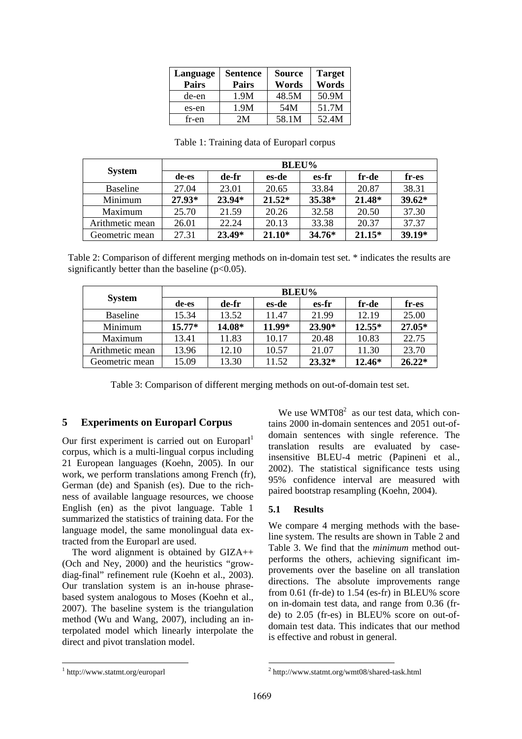| Language Pairs | Sentence Pairs | Source Words | Target Words |
|---|---|---|---|
| de-en | 1.9M | 48.5M | 50.9M |
| es-en | 1.9M | 54M | 51.7M |
| fr-en | 2M | 58.1M | 52.4M |

Table 1: Training data of Europarl corpus

| System | BLEU% | | | | | |
|---|---|---|---|---|---|---|
| | de-es | de-fr | es-de | es-fr | fr-de | fr-es |
| Baseline | 27.04 | 23.01 | 20.65 | 33.84 | 20.87 | 38.31 |
| Minimum | **27.93*** | **23.94*** | **21.52*** | **35.38*** | **21.48*** | **39.62*** |
| Maximum | 25.70 | 21.59 | 20.26 | 32.58 | 20.50 | 37.30 |
| Arithmetic mean | 26.01 | 22.24 | 20.13 | 33.38 | 20.37 | 37.37 |
| Geometric mean | 27.31 | **23.49*** | **21.10*** | **34.76*** | **21.15*** | **39.19*** |

Table 2: Comparison of different merging methods on in-domain test set. * indicates the results are significantly better than the baseline ($p<0.05$).

| System | BLEU% | | | | | |
|---|---|---|---|---|---|---|
| | de-es | de-fr | es-de | es-fr | fr-de | fr-es |
| Baseline | 15.34 | 13.52 | 11.47 | 21.99 | 12.19 | 25.00 |
| Minimum | **15.77*** | **14.08*** | **11.99*** | **23.90*** | **12.55*** | **27.05*** |
| Maximum | 13.41 | 11.83 | 10.17 | 20.48 | 10.83 | 22.75 |
| Arithmetic mean | 13.96 | 12.10 | 10.57 | 21.07 | 11.30 | 23.70 |
| Geometric mean | 15.09 | 13.30 | 11.52 | **23.32*** | **12.46*** | **26.22*** |

Table 3: Comparison of different merging methods on out-of-domain test set.

## 5 Experiments on Europarl Corpus

Our first experiment is carried out on Europarl[1] corpus, which is a multi-lingual corpus including 21 European languages (Koehn, 2005). In our work, we perform translations among French (fr), German (de) and Spanish (es). Due to the richness of available language resources, we choose English (en) as the pivot language. Table 1 summarized the statistics of training data. For the language model, the same monolingual data extracted from the Europarl are used.

The word alignment is obtained by GIZA++ (Och and Ney, 2000) and the heuristics "grow-diag-final" refinement rule (Koehn et al., 2003). Our translation system is an in-house phrase-based system analogous to Moses (Koehn et al., 2007). The baseline system is the triangulation method (Wu and Wang, 2007), including an interpolated model which linearly interpolate the direct and pivot translation model.

We use WMT08[2] as our test data, which contains 2000 in-domain sentences and 2051 out-of-domain sentences with single reference. The translation results are evaluated by case-insensitive BLEU-4 metric (Papineni et al., 2002). The statistical significance tests using 95% confidence interval are measured with paired bootstrap resampling (Koehn, 2004).

### 5.1 Results

We compare 4 merging methods with the baseline system. The results are shown in Table 2 and Table 3. We find that the *minimum* method outperforms the others, achieving significant improvements over the baseline on all translation directions. The absolute improvements range from 0.61 (fr-de) to 1.54 (es-fr) in BLEU% score on in-domain test data, and range from 0.36 (fr-de) to 2.05 (fr-es) in BLEU% score on out-of-domain test data. This indicates that our method is effective and robust in general.

[1] http://www.statmt.org/europarl

[2] http://www.statmt.org/wmt08/shared-task.html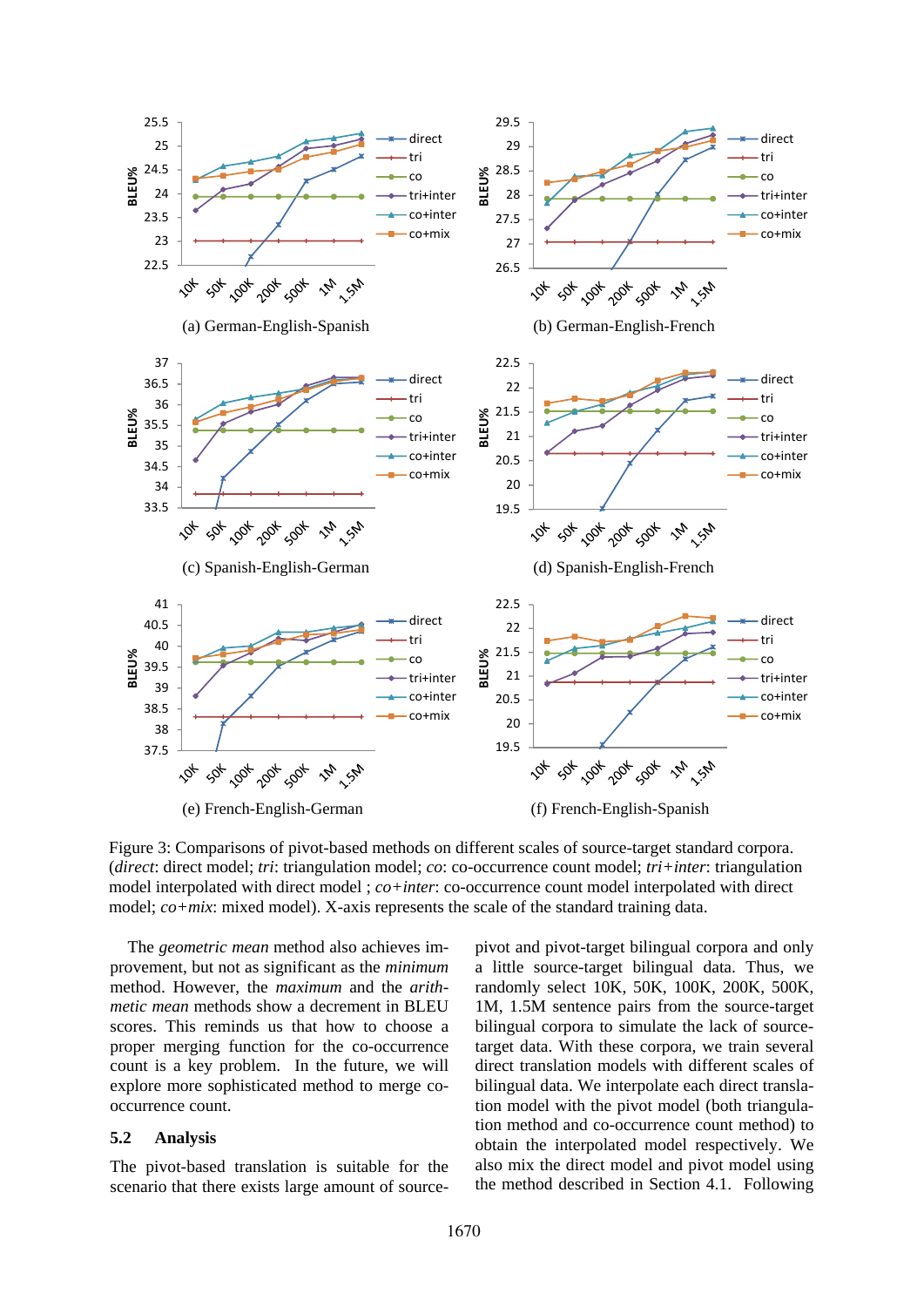Figure 3: Comparisons of pivot-based methods on different scales of source-target standard corpora. (*direct*: direct model; *tri*: triangulation model; *co*: co-occurrence count model; *tri+inter*: triangulation model interpolated with direct model ; *co+inter*: co-occurrence count model interpolated with direct model; *co+mix*: mixed model). X-axis represents the scale of the standard training data.

The *geometric mean* method also achieves improvement, but not as significant as the *minimum* method. However, the *maximum* and the *arithmetic mean* methods show a decrement in BLEU scores. This reminds us that how to choose a proper merging function for the co-occurrence count is a key problem. In the future, we will explore more sophisticated method to merge co-occurrence count.

## 5.2 Analysis

The pivot-based translation is suitable for the scenario that there exists large amount of source-pivot and pivot-target bilingual corpora and only a little source-target bilingual data. Thus, we randomly select 10K, 50K, 100K, 200K, 500K, 1M, 1.5M sentence pairs from the source-target bilingual corpora to simulate the lack of source-target data. With these corpora, we train several direct translation models with different scales of bilingual data. We interpolate each direct translation model with the pivot model (both triangulation method and co-occurrence count method) to obtain the interpolated model respectively. We also mix the direct model and pivot model using the method described in Section 4.1. Following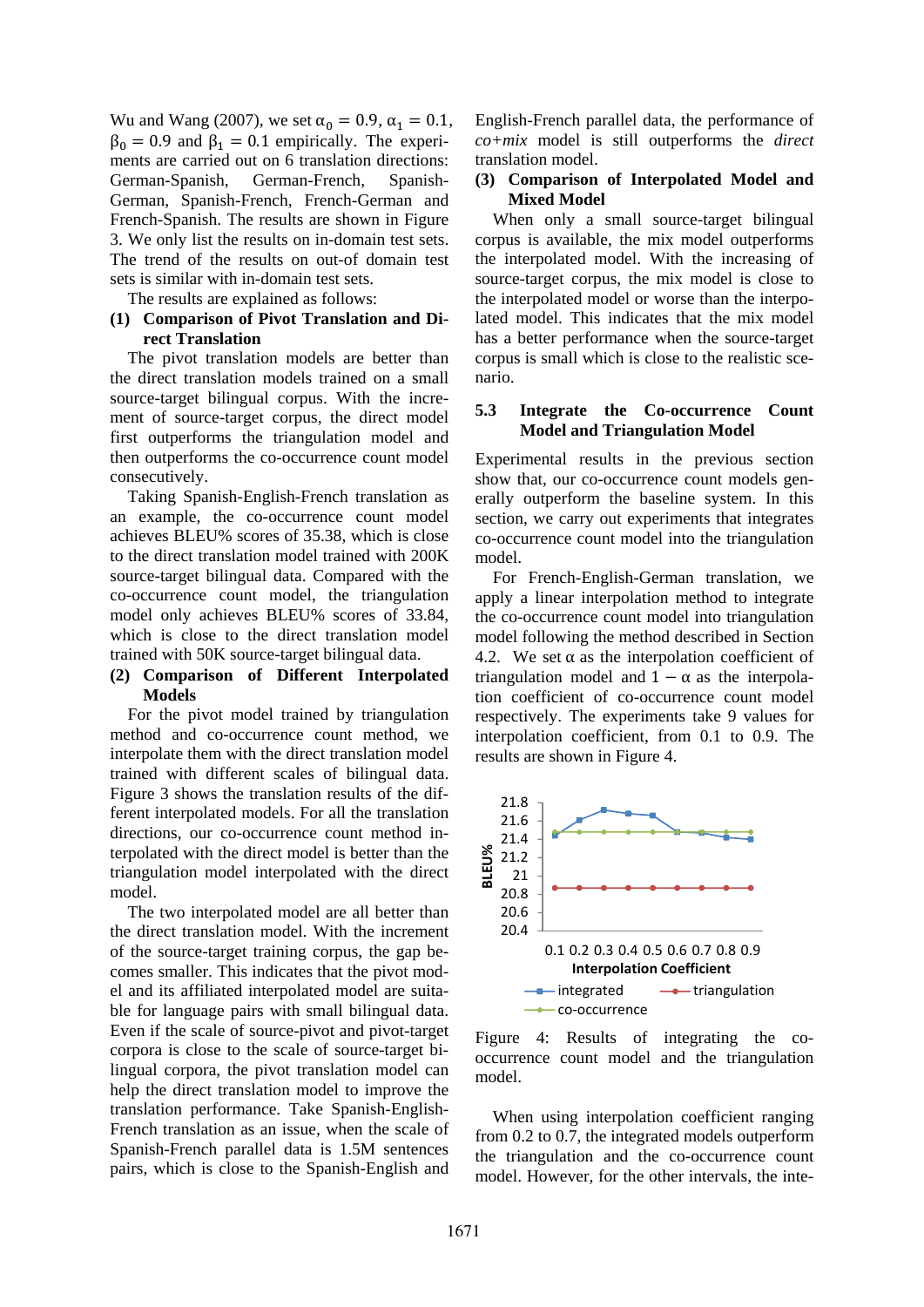Wu and Wang (2007), we set $\alpha_0 = 0.9$, $\alpha_1 = 0.1$, $\beta_0 = 0.9$ and $\beta_1 = 0.1$ empirically. The experiments are carried out on 6 translation directions: German-Spanish, German-French, Spanish-German, Spanish-French, French-German and French-Spanish. The results are shown in Figure 3. We only list the results on in-domain test sets. The trend of the results on out-of domain test sets is similar with in-domain test sets.

The results are explained as follows:

**(1) Comparison of Pivot Translation and Direct Translation**

The pivot translation models are better than the direct translation models trained on a small source-target bilingual corpus. With the increment of source-target corpus, the direct model first outperforms the triangulation model and then outperforms the co-occurrence count model consecutively.

Taking Spanish-English-French translation as an example, the co-occurrence count model achieves BLEU% scores of 35.38, which is close to the direct translation model trained with 200K source-target bilingual data. Compared with the co-occurrence count model, the triangulation model only achieves BLEU% scores of 33.84, which is close to the direct translation model trained with 50K source-target bilingual data.

**(2) Comparison of Different Interpolated Models**

For the pivot model trained by triangulation method and co-occurrence count method, we interpolate them with the direct translation model trained with different scales of bilingual data. Figure 3 shows the translation results of the different interpolated models. For all the translation directions, our co-occurrence count method interpolated with the direct model is better than the triangulation model interpolated with the direct model.

The two interpolated model are all better than the direct translation model. With the increment of the source-target training corpus, the gap becomes smaller. This indicates that the pivot model and its affiliated interpolated model are suitable for language pairs with small bilingual data. Even if the scale of source-pivot and pivot-target corpora is close to the scale of source-target bilingual corpora, the pivot translation model can help the direct translation model to improve the translation performance. Take Spanish-English-French translation as an example, when the scale of Spanish-French parallel data is 1.5M sentences pairs, which is close to the Spanish-English and English-French parallel data, the performance of *co+mix* model is still outperforms the *direct* translation model.

**(3) Comparison of Interpolated Model and Mixed Model**

When only a small source-target bilingual corpus is available, the mix model outperforms the interpolated model. With the increasing of source-target corpus, the mix model is close to the interpolated model or worse than the interpolated model. This indicates that the mix model has a better performance when the source-target corpus is small which is close to the realistic scenario.

### 5.3 Integrate the Co-occurrence Count Model and Triangulation Model

Experimental results in the previous section show that, our co-occurrence count models generally outperform the baseline system. In this section, we carry out experiments that integrates co-occurrence count model into the triangulation model.

For French-English-German translation, we apply a linear interpolation method to integrate the co-occurrence count model into triangulation model following the method described in Section 4.2. We set $\alpha$ as the interpolation coefficient of triangulation model and $1-\alpha$ as the interpolation coefficient of co-occurrence count model respectively. The experiments take 9 values for interpolation coefficient, from 0.1 to 0.9. The results are shown in Figure 4.

Figure 4: Results of integrating the co-occurrence count model and the triangulation model.

When using interpolation coefficient ranging from 0.2 to 0.7, the integrated models outperform the triangulation and the co-occurrence count model. However, for the other intervals, the inte-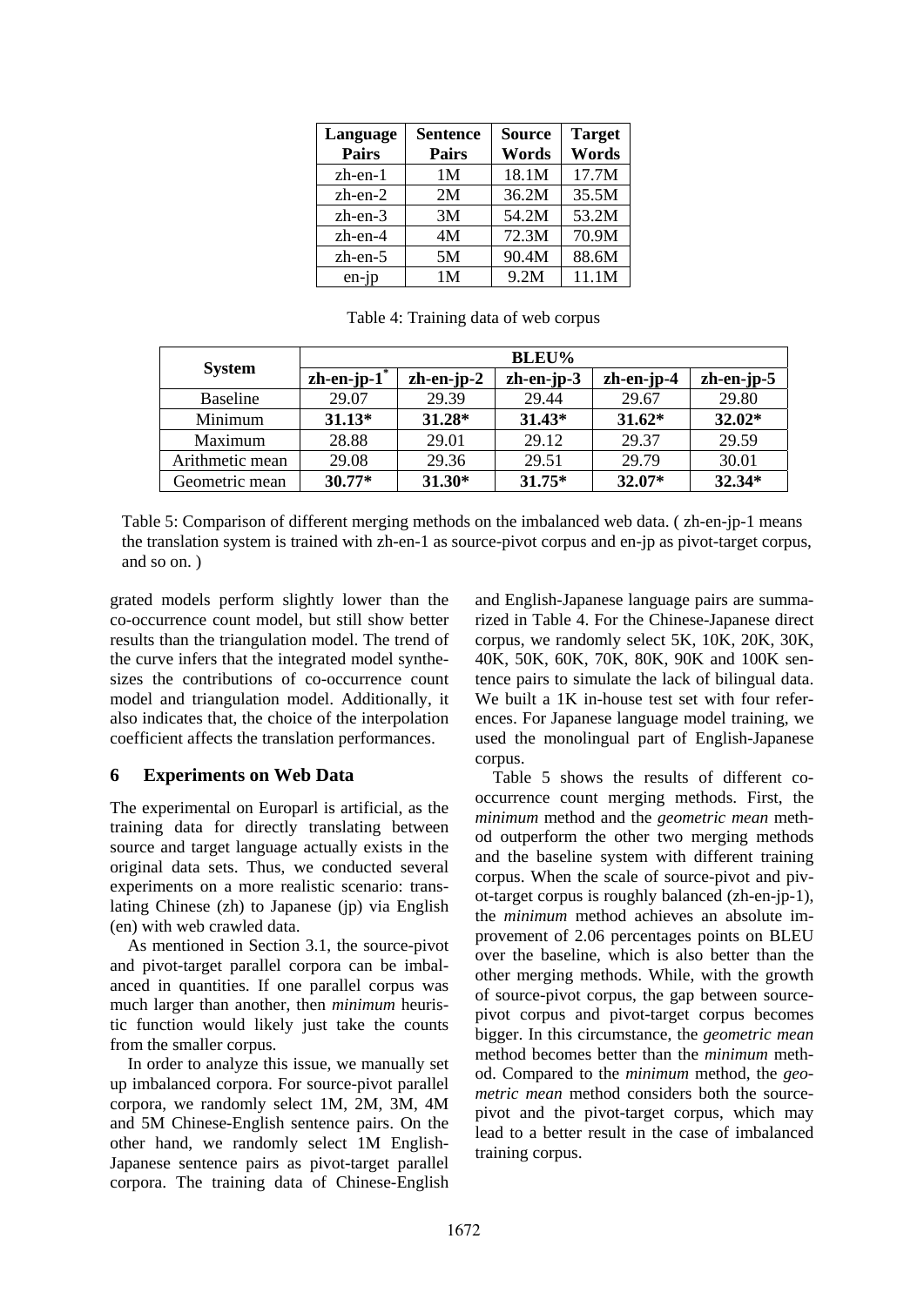| Language Pairs | Sentence Pairs | Source Words | Target Words |
|---|---|---|---|
| zh-en-1 | 1M | 18.1M | 17.7M |
| zh-en-2 | 2M | 36.2M | 35.5M |
| zh-en-3 | 3M | 54.2M | 53.2M |
| zh-en-4 | 4M | 72.3M | 70.9M |
| zh-en-5 | 5M | 90.4M | 88.6M |
| en-jp | 1M | 9.2M | 11.1M |

Table 4: Training data of web corpus

| System | BLEU% | | | | |
|---|---|---|---|---|---|
| | zh-en-jp-1[*] | zh-en-jp-2 | zh-en-jp-3 | zh-en-jp-4 | zh-en-jp-5 |
| Baseline | 29.07 | 29.39 | 29.44 | 29.67 | 29.80 |
| Minimum | **31.13*** | **31.28*** | **31.43*** | **31.62*** | **32.02*** |
| Maximum | 28.88 | 29.01 | 29.12 | 29.37 | 29.59 |
| Arithmetic mean | 29.08 | 29.36 | 29.51 | 29.79 | 30.01 |
| Geometric mean | **30.77*** | **31.30*** | **31.75*** | **32.07*** | **32.34*** |

Table 5: Comparison of different merging methods on the imbalanced web data. ( zh-en-jp-1 means the translation system is trained with zh-en-1 as source-pivot corpus and en-jp as pivot-target corpus, and so on. )

grated models perform slightly lower than the co-occurrence count model, but still show better results than the triangulation model. The trend of the curve infers that the integrated model synthesizes the contributions of co-occurrence count model and triangulation model. Additionally, it also indicates that, the choice of the interpolation coefficient affects the translation performances.

## 6 Experiments on Web Data

The experimental on Europarl is artificial, as the training data for directly translating between source and target language actually exists in the original data sets. Thus, we conducted several experiments on a more realistic scenario: translating Chinese (zh) to Japanese (jp) via English (en) with web crawled data.

As mentioned in Section 3.1, the source-pivot and pivot-target parallel corpora can be imbalanced in quantities. If one parallel corpus was much larger than another, then *minimum* heuristic function would likely just take the counts from the smaller corpus.

In order to analyze this issue, we manually set up imbalanced corpora. For source-pivot parallel corpora, we randomly select 1M, 2M, 3M, 4M and 5M Chinese-English sentence pairs. On the other hand, we randomly select 1M English-Japanese sentence pairs as pivot-target parallel corpora. The training data of Chinese-English and English-Japanese language pairs are summarized in Table 4. For the Chinese-Japanese direct corpus, we randomly select 5K, 10K, 20K, 30K, 40K, 50K, 60K, 70K, 80K, 90K and 100K sentence pairs to simulate the lack of bilingual data. We built a 1K in-house test set with four references. For Japanese language model training, we used the monolingual part of English-Japanese corpus.

Table 5 shows the results of different co-occurrence count merging methods. First, the *minimum* method and the *geometric mean* method outperform the other two merging methods and the baseline system with different training corpus. When the scale of source-pivot and pivot-target corpus is roughly balanced (zh-en-jp-1), the *minimum* method achieves an absolute improvement of 2.06 percentages points on BLEU over the baseline, which is also better than the other merging methods. While, with the growth of source-pivot corpus, the gap between source-pivot corpus and pivot-target corpus becomes bigger. In this circumstance, the *geometric mean* method becomes better than the *minimum* method. Compared to the *minimum* method, the *geometric mean* method considers both the source-pivot and the pivot-target corpus, which may lead to a better result in the case of imbalanced training corpus.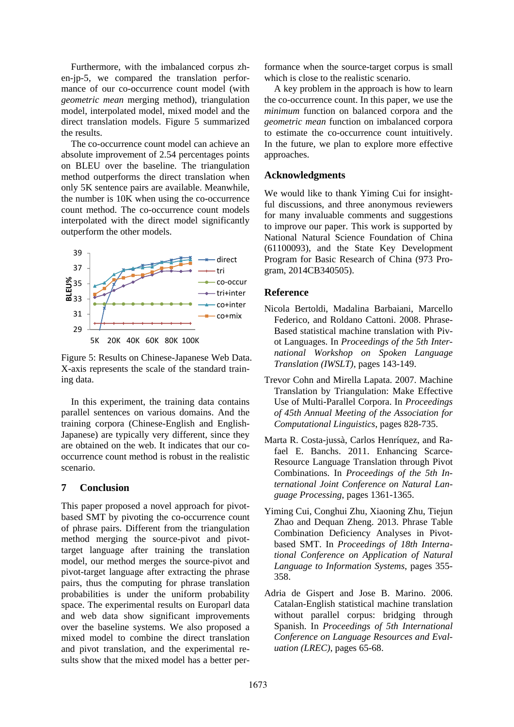Furthermore, with the imbalanced corpus zh-en-jp-5, we compared the translation performance of our co-occurrence count model (with *geometric mean* merging method), triangulation model, interpolated model, mixed model and the direct translation models. Figure 5 summarized the results.

The co-occurrence count model can achieve an absolute improvement of 2.54 percentages points on BLEU over the baseline. The triangulation method outperforms the direct translation when only 5K sentence pairs are available. Meanwhile, the number is 10K when using the co-occurrence count method. The co-occurrence count models interpolated with the direct model significantly outperform the other models.

Figure 5: Results on Chinese-Japanese Web Data. X-axis represents the scale of the standard training data.

In this experiment, the training data contains parallel sentences on various domains. And the training corpora (Chinese-English and English-Japanese) are typically very different, since they are obtained on the web. It indicates that our co-occurrence count method is robust in the realistic scenario.

## 7 Conclusion

This paper proposed a novel approach for pivot-based SMT by pivoting the co-occurrence count of phrase pairs. Different from the triangulation method merging the source-pivot and pivot-target language after training the translation model, our method merges the source-pivot and pivot-target language after extracting the phrase pairs, thus the computing for phrase translation probabilities is under the uniform probability space. The experimental results on Europarl data and web data show significant improvements over the baseline systems. We also proposed a mixed model to combine the direct translation and pivot translation, and the experimental results show that the mixed model has a better performance when the source-target corpus is small which is close to the realistic scenario.

A key problem in the approach is how to learn the co-occurrence count. In this paper, we use the *minimum* function on balanced corpora and the *geometric mean* function on imbalanced corpora to estimate the co-occurrence count intuitively. In the future, we plan to explore more effective approaches.

## Acknowledgments

We would like to thank Yiming Cui for insightful discussions, and three anonymous reviewers for many invaluable comments and suggestions to improve our paper. This work is supported by National Natural Science Foundation of China (61100093), and the State Key Development Program for Basic Research of China (973 Program, 2014CB340505).

## Reference

Nicola Bertoldi, Madalina Barbaiani, Marcello Federico, and Roldano Cattoni. 2008. Phrase-Based statistical machine translation with Pivot Languages. In *Proceedings of the 5th International Workshop on Spoken Language Translation (IWSLT)*, pages 143-149.

Trevor Cohn and Mirella Lapata. 2007. Machine Translation by Triangulation: Make Effective Use of Multi-Parallel Corpora. In *Proceedings of 45th Annual Meeting of the Association for Computational Linguistics*, pages 828-735.

Marta R. Costa-jussà, Carlos Henríquez, and Rafael E. Banchs. 2011. Enhancing Scarce-Resource Language Translation through Pivot Combinations. In *Proceedings of the 5th International Joint Conference on Natural Language Processing*, pages 1361-1365.

Yiming Cui, Conghui Zhu, Xiaoning Zhu, Tiejun Zhao and Dequan Zheng. 2013. Phrase Table Combination Deficiency Analyses in Pivot-based SMT. In *Proceedings of 18th International Conference on Application of Natural Language to Information Systems*, pages 355-358.

Adria de Gispert and Jose B. Marino. 2006. Catalan-English statistical machine translation without parallel corpus: bridging through Spanish. In *Proceedings of 5th International Conference on Language Resources and Evaluation (LREC)*, pages 65-68.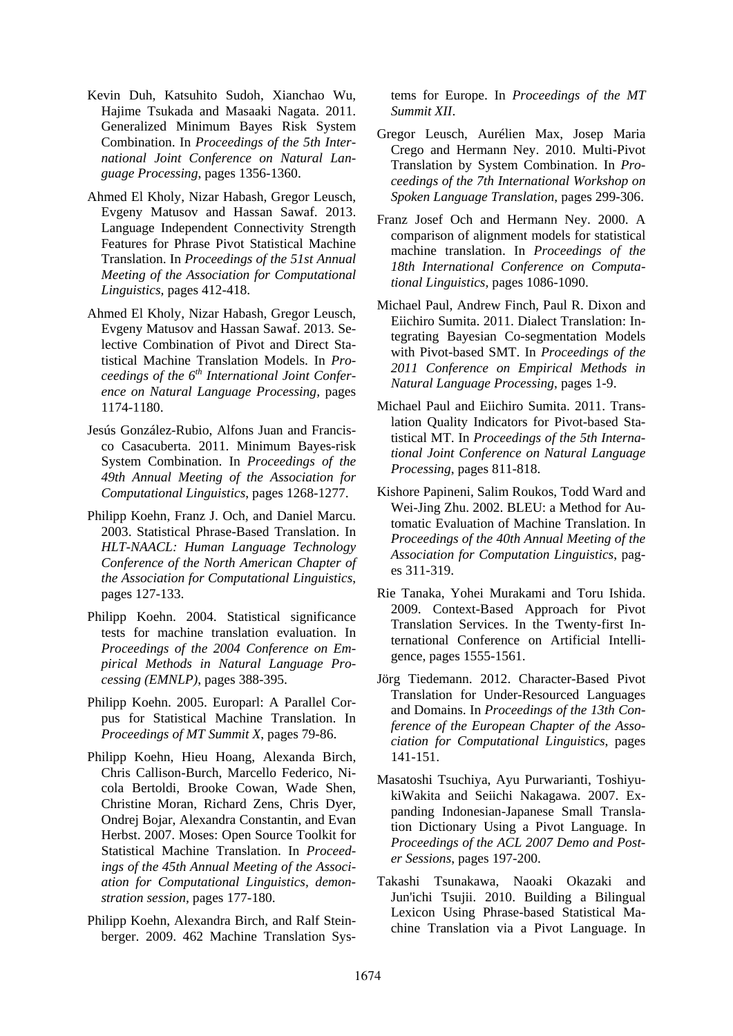Kevin Duh, Katsuhito Sudoh, Xianchao Wu, Hajime Tsukada and Masaaki Nagata. 2011. Generalized Minimum Bayes Risk System Combination. In *Proceedings of the 5th International Joint Conference on Natural Language Processing*, pages 1356-1360.

Ahmed El Kholy, Nizar Habash, Gregor Leusch, Evgeny Matusov and Hassan Sawaf. 2013. Language Independent Connectivity Strength Features for Phrase Pivot Statistical Machine Translation. In *Proceedings of the 51st Annual Meeting of the Association for Computational Linguistics*, pages 412-418.

Ahmed El Kholy, Nizar Habash, Gregor Leusch, Evgeny Matusov and Hassan Sawaf. 2013. Selective Combination of Pivot and Direct Statistical Machine Translation Models. In *Proceedings of the 6th International Joint Conference on Natural Language Processing*, pages 1174-1180.

Jesús González-Rubio, Alfons Juan and Francisco Casacuberta. 2011. Minimum Bayes-risk System Combination. In *Proceedings of the 49th Annual Meeting of the Association for Computational Linguistics*, pages 1268-1277.

Philipp Koehn, Franz J. Och, and Daniel Marcu. 2003. Statistical Phrase-Based Translation. In *HLT-NAACL: Human Language Technology Conference of the North American Chapter of the Association for Computational Linguistics*, pages 127-133.

Philipp Koehn. 2004. Statistical significance tests for machine translation evaluation. In *Proceedings of the 2004 Conference on Empirical Methods in Natural Language Processing (EMNLP)*, pages 388-395.

Philipp Koehn. 2005. Europarl: A Parallel Corpus for Statistical Machine Translation. In *Proceedings of MT Summit X*, pages 79-86.

Philipp Koehn, Hieu Hoang, Alexanda Birch, Chris Callison-Burch, Marcello Federico, Nicola Bertoldi, Brooke Cowan, Wade Shen, Christine Moran, Richard Zens, Chris Dyer, Ondrej Bojar, Alexandra Constantin, and Evan Herbst. 2007. Moses: Open Source Toolkit for Statistical Machine Translation. In *Proceedings of the 45th Annual Meeting of the Association for Computational Linguistics, demonstration session*, pages 177-180.

Philipp Koehn, Alexandra Birch, and Ralf Steinberger. 2009. 462 Machine Translation Systems for Europe. In *Proceedings of the MT Summit XII*.

Gregor Leusch, Aurélien Max, Josep Maria Crego and Hermann Ney. 2010. Multi-Pivot Translation by System Combination. In *Proceedings of the 7th International Workshop on Spoken Language Translation*, pages 299-306.

Franz Josef Och and Hermann Ney. 2000. A comparison of alignment models for statistical machine translation. In *Proceedings of the 18th International Conference on Computational Linguistics*, pages 1086-1090.

Michael Paul, Andrew Finch, Paul R. Dixon and Eiichiro Sumita. 2011. Dialect Translation: Integrating Bayesian Co-segmentation Models with Pivot-based SMT. In *Proceedings of the 2011 Conference on Empirical Methods in Natural Language Processing*, pages 1-9.

Michael Paul and Eiichiro Sumita. 2011. Translation Quality Indicators for Pivot-based Statistical MT. In *Proceedings of the 5th International Joint Conference on Natural Language Processing*, pages 811-818.

Kishore Papineni, Salim Roukos, Todd Ward and Wei-Jing Zhu. 2002. BLEU: a Method for Automatic Evaluation of Machine Translation. In *Proceedings of the 40th Annual Meeting of the Association for Computation Linguistics*, pages 311-319.

Rie Tanaka, Yohei Murakami and Toru Ishida. 2009. Context-Based Approach for Pivot Translation Services. In the Twenty-first International Conference on Artificial Intelligence, pages 1555-1561.

Jörg Tiedemann. 2012. Character-Based Pivot Translation for Under-Resourced Languages and Domains. In *Proceedings of the 13th Conference of the European Chapter of the Association for Computational Linguistics*, pages 141-151.

Masatoshi Tsuchiya, Ayu Purwarianti, ToshiyukiWakita and Seiichi Nakagawa. 2007. Expanding Indonesian-Japanese Small Translation Dictionary Using a Pivot Language. In *Proceedings of the ACL 2007 Demo and Poster Sessions*, pages 197-200.

Takashi Tsunakawa, Naoaki Okazaki and Jun'ichi Tsujii. 2010. Building a Bilingual Lexicon Using Phrase-based Statistical Machine Translation via a Pivot Language. In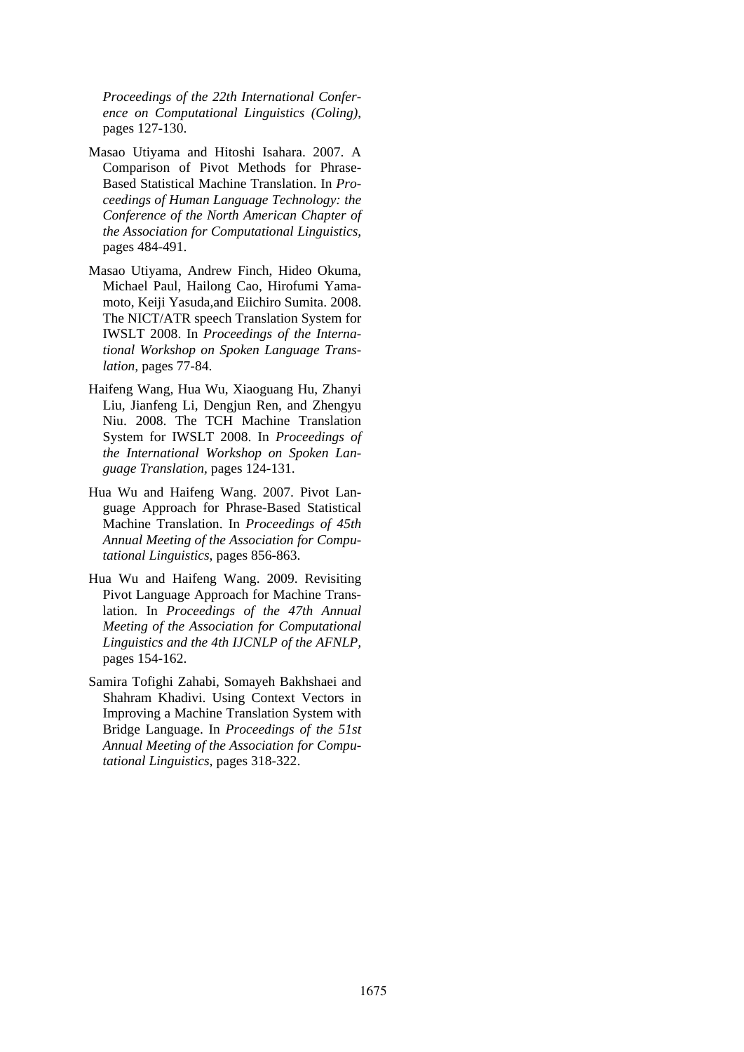*Proceedings of the 22th International Conference on Computational Linguistics (Coling)*, pages 127-130.

Masao Utiyama and Hitoshi Isahara. 2007. A Comparison of Pivot Methods for Phrase-Based Statistical Machine Translation. In *Proceedings of Human Language Technology: the Conference of the North American Chapter of the Association for Computational Linguistics*, pages 484-491.

Masao Utiyama, Andrew Finch, Hideo Okuma, Michael Paul, Hailong Cao, Hirofumi Yamamoto, Keiji Yasuda,and Eiichiro Sumita. 2008. The NICT/ATR speech Translation System for IWSLT 2008. In *Proceedings of the International Workshop on Spoken Language Translation*, pages 77-84.

Haifeng Wang, Hua Wu, Xiaoguang Hu, Zhanyi Liu, Jianfeng Li, Dengjun Ren, and Zhengyu Niu. 2008. The TCH Machine Translation System for IWSLT 2008. In *Proceedings of the International Workshop on Spoken Language Translation*, pages 124-131.

Hua Wu and Haifeng Wang. 2007. Pivot Language Approach for Phrase-Based Statistical Machine Translation. In *Proceedings of 45th Annual Meeting of the Association for Computational Linguistics*, pages 856-863.

Hua Wu and Haifeng Wang. 2009. Revisiting Pivot Language Approach for Machine Translation. In *Proceedings of the 47th Annual Meeting of the Association for Computational Linguistics and the 4th IJCNLP of the AFNLP*, pages 154-162.

Samira Tofighi Zahabi, Somayeh Bakhshaei and Shahram Khadivi. Using Context Vectors in Improving a Machine Translation System with Bridge Language. In *Proceedings of the 51st Annual Meeting of the Association for Computational Linguistics*, pages 318-322.